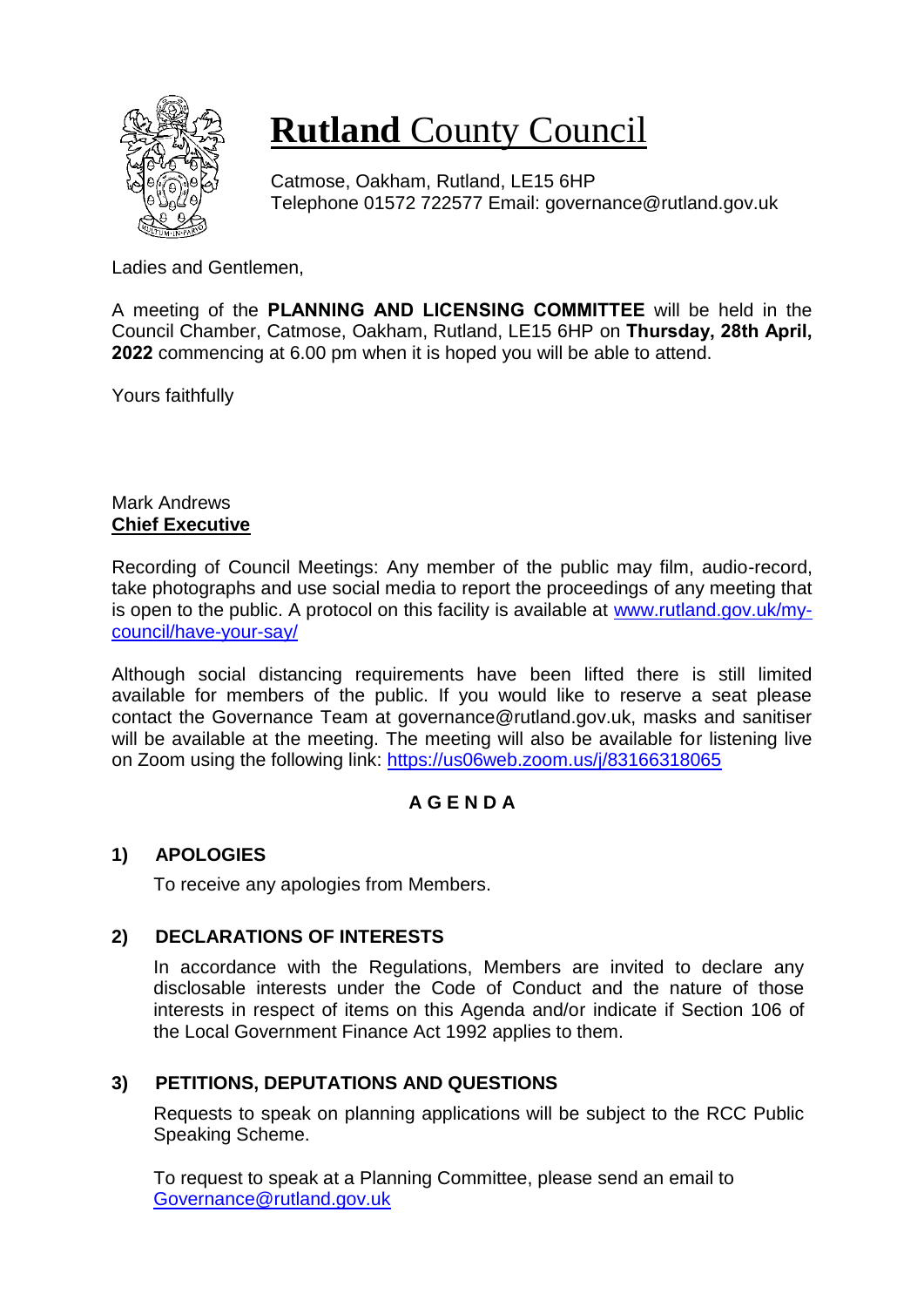# **Rutland** County Council

Catmose, Oakham, Rutland, LE15 6HP
Telephone 01572 722577 Email: governance@rutland.gov.uk

Ladies and Gentlemen,

A meeting of the **PLANNING AND LICENSING COMMITTEE** will be held in the Council Chamber, Catmose, Oakham, Rutland, LE15 6HP on **Thursday, 28th April, 2022** commencing at 6.00 pm when it is hoped you will be able to attend.

Yours faithfully

Mark Andrews
**Chief Executive**

Recording of Council Meetings: Any member of the public may film, audio-record, take photographs and use social media to report the proceedings of any meeting that is open to the public. A protocol on this facility is available at [www.rutland.gov.uk/my-council/have-your-say/](www.rutland.gov.uk/my-council/have-your-say/)

Although social distancing requirements have been lifted there is still limited available for members of the public. If you would like to reserve a seat please contact the Governance Team at governance@rutland.gov.uk, masks and sanitiser will be available at the meeting. The meeting will also be available for listening live on Zoom using the following link: [https://us06web.zoom.us/j/83166318065](https://us06web.zoom.us/j/83166318065)

## A G E N D A

### 1) APOLOGIES

To receive any apologies from Members.

### 2) DECLARATIONS OF INTERESTS

In accordance with the Regulations, Members are invited to declare any disclosable interests under the Code of Conduct and the nature of those interests in respect of items on this Agenda and/or indicate if Section 106 of the Local Government Finance Act 1992 applies to them.

### 3) PETITIONS, DEPUTATIONS AND QUESTIONS

Requests to speak on planning applications will be subject to the RCC Public Speaking Scheme.

To request to speak at a Planning Committee, please send an email to [Governance@rutland.gov.uk](mailto:Governance@rutland.gov.uk)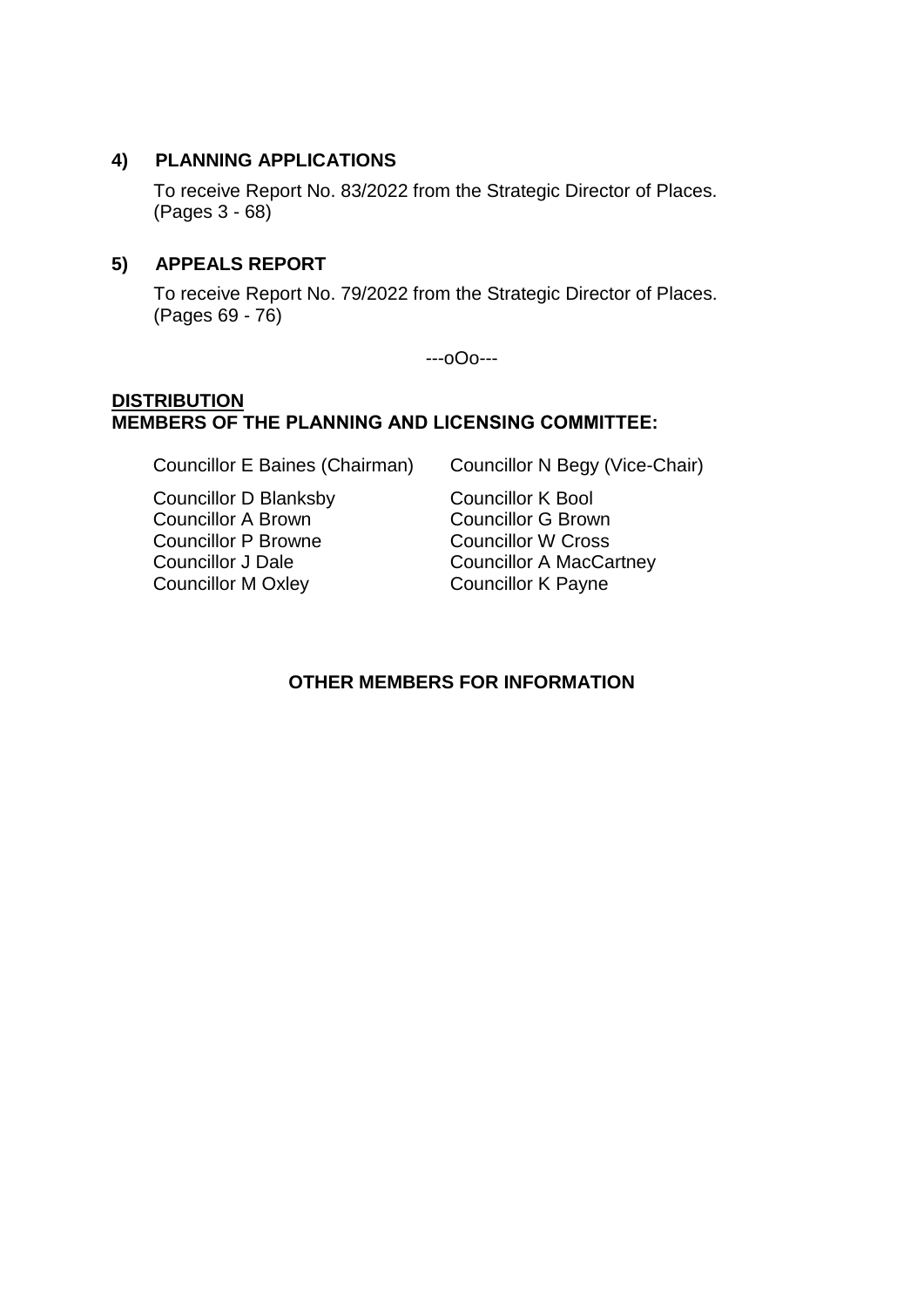**4) PLANNING APPLICATIONS**

To receive Report No. 83/2022 from the Strategic Director of Places. (Pages 3 - 68)

**5) APPEALS REPORT**

To receive Report No. 79/2022 from the Strategic Director of Places. (Pages 69 - 76)

---oOo---

**DISTRIBUTION**
**MEMBERS OF THE PLANNING AND LICENSING COMMITTEE:**

Councillor E Baines (Chairman)
Councillor N Begy (Vice-Chair)

Councillor D Blanksby
Councillor K Bool
Councillor A Brown
Councillor G Brown
Councillor P Browne
Councillor W Cross
Councillor J Dale
Councillor A MacCartney
Councillor M Oxley
Councillor K Payne

**OTHER MEMBERS FOR INFORMATION**